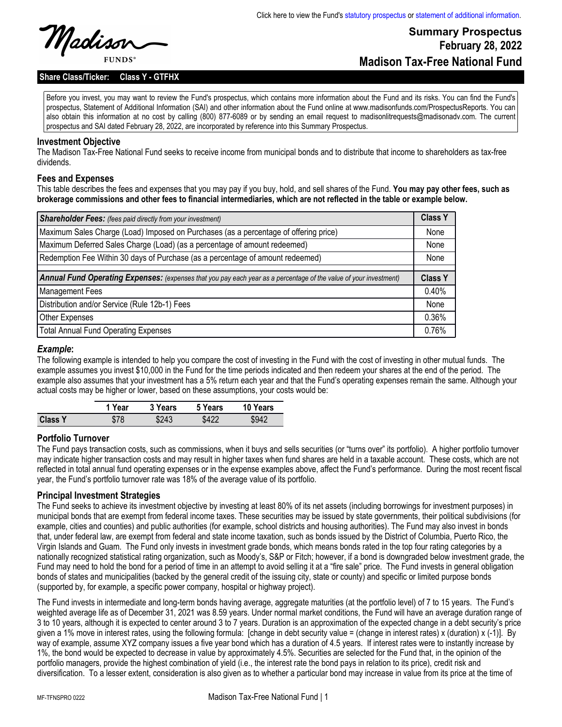Click here to view the Fund's statutory prospectus or statement of additional information.

Madison FUNDS®

# Summary Prospectus
**February 28, 2022**

# Madison Tax-Free National Fund

**Share Class/Ticker: Class Y - GTFHX**

Before you invest, you may want to review the Fund's prospectus, which contains more information about the Fund and its risks. You can find the Fund's prospectus, Statement of Additional Information (SAI) and other information about the Fund online at www.madisonfunds.com/ProspectusReports. You can also obtain this information at no cost by calling (800) 877-6089 or by sending an email request to madisonlitrequests@madisonadv.com. The current prospectus and SAI dated February 28, 2022, are incorporated by reference into this Summary Prospectus.

## Investment Objective

The Madison Tax-Free National Fund seeks to receive income from municipal bonds and to distribute that income to shareholders as tax-free dividends.

## Fees and Expenses

This table describes the fees and expenses that you may pay if you buy, hold, and sell shares of the Fund. **You may pay other fees, such as brokerage commissions and other fees to financial intermediaries, which are not reflected in the table or example below.**

| ***Shareholder Fees:*** *(fees paid directly from your investment)* | **Class Y** |
|---|---|
| Maximum Sales Charge (Load) Imposed on Purchases (as a percentage of offering price) | None |
| Maximum Deferred Sales Charge (Load) (as a percentage of amount redeemed) | None |
| Redemption Fee Within 30 days of Purchase (as a percentage of amount redeemed) | None |
| | |
| ***Annual Fund Operating Expenses:*** *(expenses that you pay each year as a percentage of the value of your investment)* | **Class Y** |
| Management Fees | 0.40% |
| Distribution and/or Service (Rule 12b-1) Fees | None |
| Other Expenses | 0.36% |
| Total Annual Fund Operating Expenses | 0.76% |

### *Example*:

The following example is intended to help you compare the cost of investing in the Fund with the cost of investing in other mutual funds. The example assumes you invest $10,000 in the Fund for the time periods indicated and then redeem your shares at the end of the period. The example also assumes that your investment has a 5% return each year and that the Fund's operating expenses remain the same. Although your actual costs may be higher or lower, based on these assumptions, your costs would be:

| | 1 Year | 3 Years | 5 Years | 10 Years |
|---|---|---|---|---|
| **Class Y** | $78 | $243 | $422 | $942 |

## Portfolio Turnover

The Fund pays transaction costs, such as commissions, when it buys and sells securities (or "turns over" its portfolio). A higher portfolio turnover may indicate higher transaction costs and may result in higher taxes when fund shares are held in a taxable account. These costs, which are not reflected in total annual fund operating expenses or in the expense examples above, affect the Fund's performance. During the most recent fiscal year, the Fund's portfolio turnover rate was 18% of the average value of its portfolio.

## Principal Investment Strategies

The Fund seeks to achieve its investment objective by investing at least 80% of its net assets (including borrowings for investment purposes) in municipal bonds that are exempt from federal income taxes. These securities may be issued by state governments, their political subdivisions (for example, cities and counties) and public authorities (for example, school districts and housing authorities). The Fund may also invest in bonds that, under federal law, are exempt from federal and state income taxation, such as bonds issued by the District of Columbia, Puerto Rico, the Virgin Islands and Guam. The Fund only invests in investment grade bonds, which means bonds rated in the top four rating categories by a nationally recognized statistical rating organization, such as Moody's, S&P or Fitch; however, if a bond is downgraded below investment grade, the Fund may need to hold the bond for a period of time in an attempt to avoid selling it at a "fire sale" price. The Fund invests in general obligation bonds of states and municipalities (backed by the general credit of the issuing city, state or county) and specific or limited purpose bonds (supported by, for example, a specific power company, hospital or highway project).

The Fund invests in intermediate and long-term bonds having average, aggregate maturities (at the portfolio level) of 7 to 15 years. The Fund's weighted average life as of December 31, 2021 was 8.59 years. Under normal market conditions, the Fund will have an average duration range of 3 to 10 years, although it is expected to center around 3 to 7 years. Duration is an approximation of the expected change in a debt security's price given a 1% move in interest rates, using the following formula: [change in debt security value = (change in interest rates) x (duration) x (-1)]. By way of example, assume XYZ company issues a five year bond which has a duration of 4.5 years. If interest rates were to instantly increase by 1%, the bond would be expected to decrease in value by approximately 4.5%. Securities are selected for the Fund that, in the opinion of the portfolio managers, provide the highest combination of yield (i.e., the interest rate the bond pays in relation to its price), credit risk and diversification. To a lesser extent, consideration is also given as to whether a particular bond may increase in value from its price at the time of

MF-TFNSPRO 0222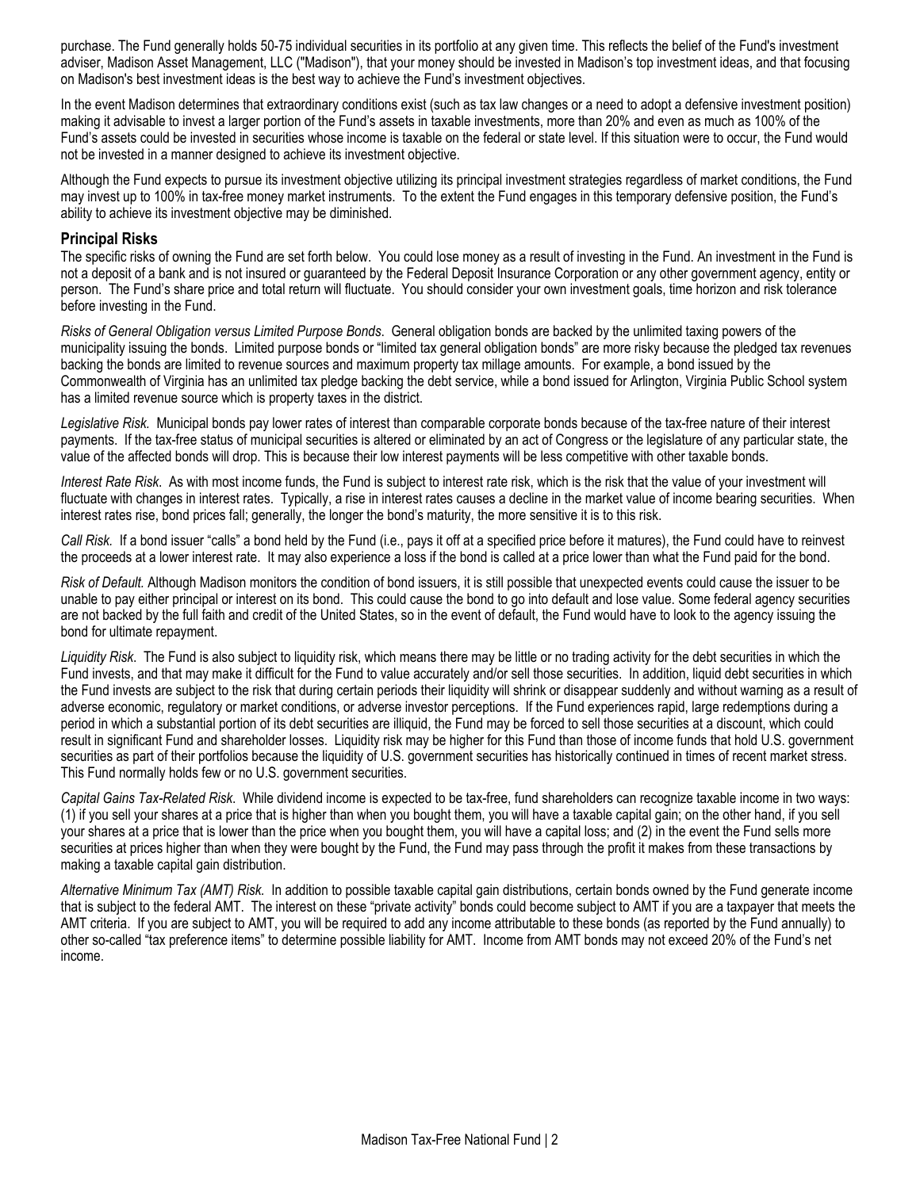purchase. The Fund generally holds 50-75 individual securities in its portfolio at any given time. This reflects the belief of the Fund's investment adviser, Madison Asset Management, LLC ("Madison"), that your money should be invested in Madison's top investment ideas, and that focusing on Madison's best investment ideas is the best way to achieve the Fund's investment objectives.

In the event Madison determines that extraordinary conditions exist (such as tax law changes or a need to adopt a defensive investment position) making it advisable to invest a larger portion of the Fund's assets in taxable investments, more than 20% and even as much as 100% of the Fund's assets could be invested in securities whose income is taxable on the federal or state level. If this situation were to occur, the Fund would not be invested in a manner designed to achieve its investment objective.

Although the Fund expects to pursue its investment objective utilizing its principal investment strategies regardless of market conditions, the Fund may invest up to 100% in tax-free money market instruments. To the extent the Fund engages in this temporary defensive position, the Fund's ability to achieve its investment objective may be diminished.

## Principal Risks

The specific risks of owning the Fund are set forth below. You could lose money as a result of investing in the Fund. An investment in the Fund is not a deposit of a bank and is not insured or guaranteed by the Federal Deposit Insurance Corporation or any other government agency, entity or person. The Fund's share price and total return will fluctuate. You should consider your own investment goals, time horizon and risk tolerance before investing in the Fund.

*Risks of General Obligation versus Limited Purpose Bonds.* General obligation bonds are backed by the unlimited taxing powers of the municipality issuing the bonds. Limited purpose bonds or "limited tax general obligation bonds" are more risky because the pledged tax revenues backing the bonds are limited to revenue sources and maximum property tax millage amounts. For example, a bond issued by the Commonwealth of Virginia has an unlimited tax pledge backing the debt service, while a bond issued for Arlington, Virginia Public School system has a limited revenue source which is property taxes in the district.

*Legislative Risk.* Municipal bonds pay lower rates of interest than comparable corporate bonds because of the tax-free nature of their interest payments. If the tax-free status of municipal securities is altered or eliminated by an act of Congress or the legislature of any particular state, the value of the affected bonds will drop. This is because their low interest payments will be less competitive with other taxable bonds.

*Interest Rate Risk.* As with most income funds, the Fund is subject to interest rate risk, which is the risk that the value of your investment will fluctuate with changes in interest rates. Typically, a rise in interest rates causes a decline in the market value of income bearing securities. When interest rates rise, bond prices fall; generally, the longer the bond's maturity, the more sensitive it is to this risk.

*Call Risk.* If a bond issuer "calls" a bond held by the Fund (i.e., pays it off at a specified price before it matures), the Fund could have to reinvest the proceeds at a lower interest rate. It may also experience a loss if the bond is called at a price lower than what the Fund paid for the bond.

*Risk of Default.* Although Madison monitors the condition of bond issuers, it is still possible that unexpected events could cause the issuer to be unable to pay either principal or interest on its bond. This could cause the bond to go into default and lose value. Some federal agency securities are not backed by the full faith and credit of the United States, so in the event of default, the Fund would have to look to the agency issuing the bond for ultimate repayment.

*Liquidity Risk.* The Fund is also subject to liquidity risk, which means there may be little or no trading activity for the debt securities in which the Fund invests, and that may make it difficult for the Fund to value accurately and/or sell those securities. In addition, liquid debt securities in which the Fund invests are subject to the risk that during certain periods their liquidity will shrink or disappear suddenly and without warning as a result of adverse economic, regulatory or market conditions, or adverse investor perceptions. If the Fund experiences rapid, large redemptions during a period in which a substantial portion of its debt securities are illiquid, the Fund may be forced to sell those securities at a discount, which could result in significant Fund and shareholder losses. Liquidity risk may be higher for this Fund than those of income funds that hold U.S. government securities as part of their portfolios because the liquidity of U.S. government securities has historically continued in times of recent market stress. This Fund normally holds few or no U.S. government securities.

*Capital Gains Tax-Related Risk.* While dividend income is expected to be tax-free, fund shareholders can recognize taxable income in two ways: (1) if you sell your shares at a price that is higher than when you bought them, you will have a taxable capital gain; on the other hand, if you sell your shares at a price that is lower than the price when you bought them, you will have a capital loss; and (2) in the event the Fund sells more securities at prices higher than when they were bought by the Fund, the Fund may pass through the profit it makes from these transactions by making a taxable capital gain distribution.

*Alternative Minimum Tax (AMT) Risk.* In addition to possible taxable capital gain distributions, certain bonds owned by the Fund generate income that is subject to the federal AMT. The interest on these "private activity" bonds could become subject to AMT if you are a taxpayer that meets the AMT criteria. If you are subject to AMT, you will be required to add any income attributable to these bonds (as reported by the Fund annually) to other so-called "tax preference items" to determine possible liability for AMT. Income from AMT bonds may not exceed 20% of the Fund's net income.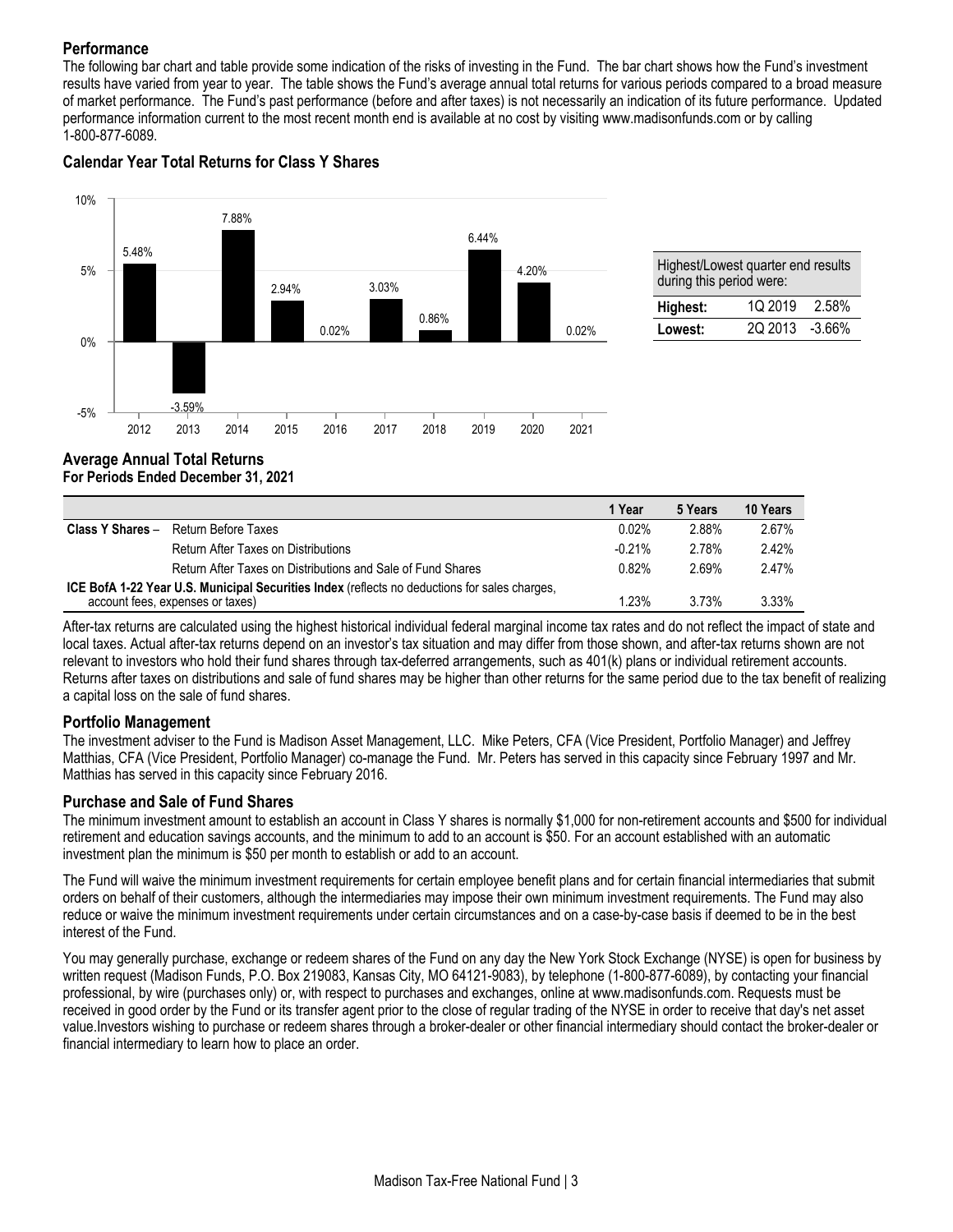## Performance

The following bar chart and table provide some indication of the risks of investing in the Fund. The bar chart shows how the Fund's investment results have varied from year to year. The table shows the Fund's average annual total returns for various periods compared to a broad measure of market performance. The Fund's past performance (before and after taxes) is not necessarily an indication of its future performance. Updated performance information current to the most recent month end is available at no cost by visiting www.madisonfunds.com or by calling 1-800-877-6089.

### Calendar Year Total Returns for Class Y Shares

| Year | Return |
|---|---|
| 2012 | 5.48% |
| 2013 | -3.59% |
| 2014 | 7.88% |
| 2015 | 2.94% |
| 2016 | 0.02% |
| 2017 | 3.03% |
| 2018 | 0.86% |
| 2019 | 6.44% |
| 2020 | 4.20% |
| 2021 | 0.02% |

| Highest/Lowest quarter end results during this period were: | | |
|---|---|---|
| **Highest:** | 1Q 2019 | 2.58% |
| **Lowest:** | 2Q 2013 | -3.66% |

### Average Annual Total Returns
**For Periods Ended December 31, 2021**

| | | 1 Year | 5 Years | 10 Years |
|---|---|---|---|---|
| **Class Y Shares** – | Return Before Taxes | 0.02% | 2.88% | 2.67% |
| | Return After Taxes on Distributions | -0.21% | 2.78% | 2.42% |
| | Return After Taxes on Distributions and Sale of Fund Shares | 0.82% | 2.69% | 2.47% |
| **ICE BofA 1-22 Year U.S. Municipal Securities Index** (reflects no deductions for sales charges, account fees, expenses or taxes) | | 1.23% | 3.73% | 3.33% |

After-tax returns are calculated using the highest historical individual federal marginal income tax rates and do not reflect the impact of state and local taxes. Actual after-tax returns depend on an investor's tax situation and may differ from those shown, and after-tax returns shown are not relevant to investors who hold their fund shares through tax-deferred arrangements, such as 401(k) plans or individual retirement accounts. Returns after taxes on distributions and sale of fund shares may be higher than other returns for the same period due to the tax benefit of realizing a capital loss on the sale of fund shares.

## Portfolio Management

The investment adviser to the Fund is Madison Asset Management, LLC. Mike Peters, CFA (Vice President, Portfolio Manager) and Jeffrey Matthias, CFA (Vice President, Portfolio Manager) co-manage the Fund. Mr. Peters has served in this capacity since February 1997 and Mr. Matthias has served in this capacity since February 2016.

## Purchase and Sale of Fund Shares

The minimum investment amount to establish an account in Class Y shares is normally $1,000 for non-retirement accounts and $500 for individual retirement and education savings accounts, and the minimum to add to an account is $50. For an account established with an automatic investment plan the minimum is $50 per month to establish or add to an account.

The Fund will waive the minimum investment requirements for certain employee benefit plans and for certain financial intermediaries that submit orders on behalf of their customers, although the intermediaries may impose their own minimum investment requirements. The Fund may also reduce or waive the minimum investment requirements under certain circumstances and on a case-by-case basis if deemed to be in the best interest of the Fund.

You may generally purchase, exchange or redeem shares of the Fund on any day the New York Stock Exchange (NYSE) is open for business by written request (Madison Funds, P.O. Box 219083, Kansas City, MO 64121-9083), by telephone (1-800-877-6089), by contacting your financial professional, by wire (purchases only) or, with respect to purchases and exchanges, online at www.madisonfunds.com. Requests must be received in good order by the Fund or its transfer agent prior to the close of regular trading of the NYSE in order to receive that day's net asset value.Investors wishing to purchase or redeem shares through a broker-dealer or other financial intermediary should contact the broker-dealer or financial intermediary to learn how to place an order.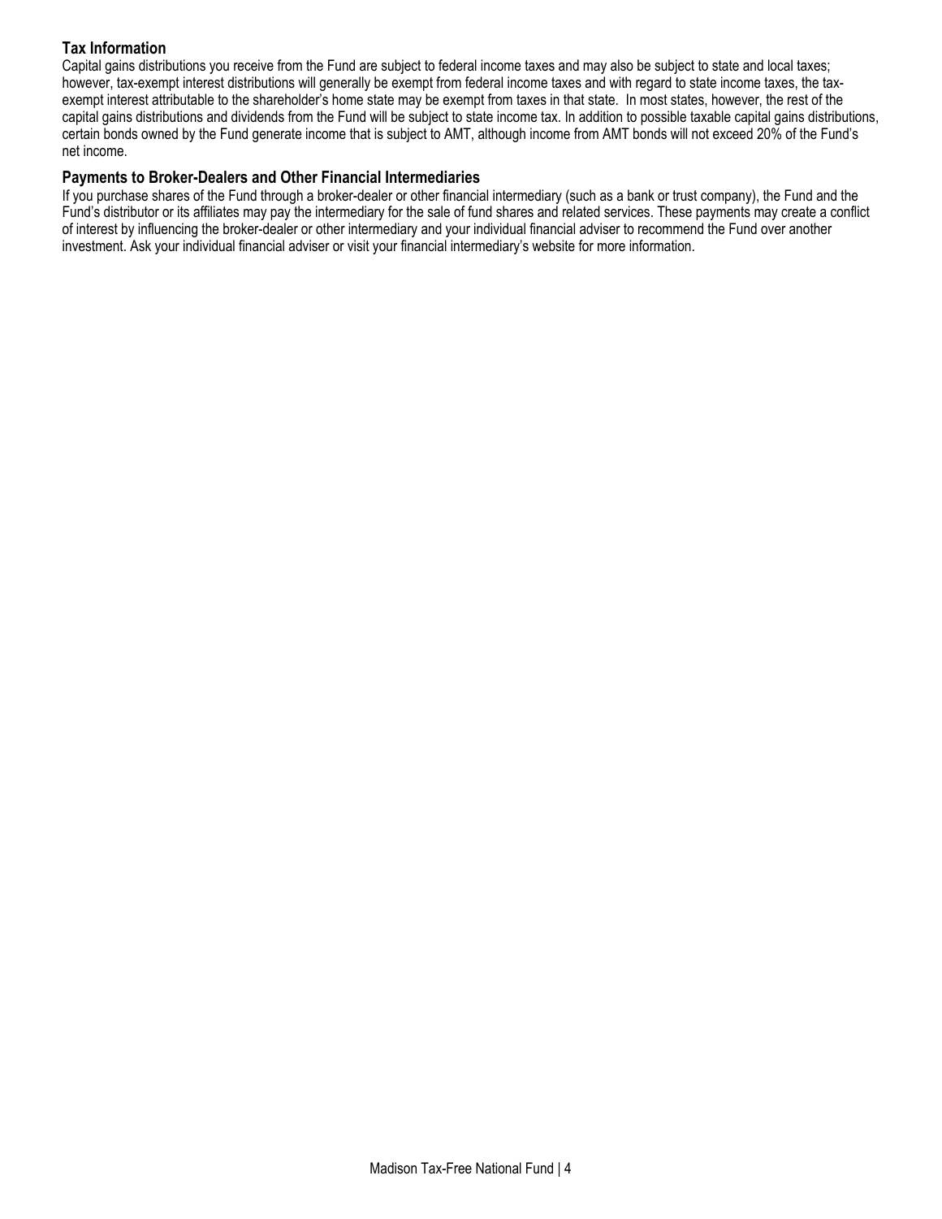### Tax Information

Capital gains distributions you receive from the Fund are subject to federal income taxes and may also be subject to state and local taxes; however, tax-exempt interest distributions will generally be exempt from federal income taxes and with regard to state income taxes, the tax-exempt interest attributable to the shareholder's home state may be exempt from taxes in that state. In most states, however, the rest of the capital gains distributions and dividends from the Fund will be subject to state income tax. In addition to possible taxable capital gains distributions, certain bonds owned by the Fund generate income that is subject to AMT, although income from AMT bonds will not exceed 20% of the Fund's net income.

### Payments to Broker-Dealers and Other Financial Intermediaries

If you purchase shares of the Fund through a broker-dealer or other financial intermediary (such as a bank or trust company), the Fund and the Fund's distributor or its affiliates may pay the intermediary for the sale of fund shares and related services. These payments may create a conflict of interest by influencing the broker-dealer or other intermediary and your individual financial adviser to recommend the Fund over another investment. Ask your individual financial adviser or visit your financial intermediary's website for more information.